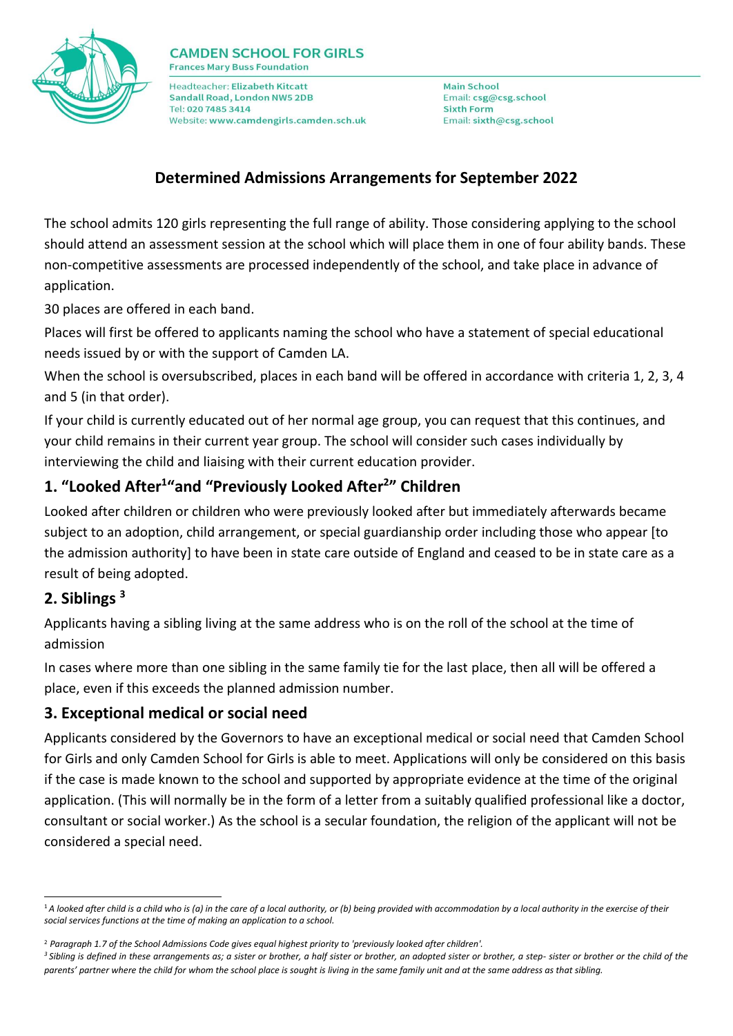**CAMDEN SCHOOL FOR GIRLS**
Frances Mary Buss Foundation

Headteacher: **Elizabeth Kitcatt**
**Sandall Road, London NW5 2DB**
Tel: **020 7485 3414**
Website: **www.camdengirls.camden.sch.uk**

Main School
Email: **csg@csg.school**
Sixth Form
Email: **sixth@csg.school**

# Determined Admissions Arrangements for September 2022

The school admits 120 girls representing the full range of ability. Those considering applying to the school should attend an assessment session at the school which will place them in one of four ability bands. These non-competitive assessments are processed independently of the school, and take place in advance of application.

30 places are offered in each band.

Places will first be offered to applicants naming the school who have a statement of special educational needs issued by or with the support of Camden LA.

When the school is oversubscribed, places in each band will be offered in accordance with criteria 1, 2, 3, 4 and 5 (in that order).

If your child is currently educated out of her normal age group, you can request that this continues, and your child remains in their current year group. The school will consider such cases individually by interviewing the child and liaising with their current education provider.

## 1. "Looked After[1]"and "Previously Looked After[2]" Children

Looked after children or children who were previously looked after but immediately afterwards became subject to an adoption, child arrangement, or special guardianship order including those who appear [to the admission authority] to have been in state care outside of England and ceased to be in state care as a result of being adopted.

## 2. Siblings [3]

Applicants having a sibling living at the same address who is on the roll of the school at the time of admission

In cases where more than one sibling in the same family tie for the last place, then all will be offered a place, even if this exceeds the planned admission number.

## 3. Exceptional medical or social need

Applicants considered by the Governors to have an exceptional medical or social need that Camden School for Girls and only Camden School for Girls is able to meet. Applications will only be considered on this basis if the case is made known to the school and supported by appropriate evidence at the time of the original application. (This will normally be in the form of a letter from a suitably qualified professional like a doctor, consultant or social worker.) As the school is a secular foundation, the religion of the applicant will not be considered a special need.

---

[1] *A looked after child is a child who is (a) in the care of a local authority, or (b) being provided with accommodation by a local authority in the exercise of their social services functions at the time of making an application to a school.*

[2] *Paragraph 1.7 of the School Admissions Code gives equal highest priority to 'previously looked after children'.*

[3] *Sibling is defined in these arrangements as; a sister or brother, a half sister or brother, an adopted sister or brother, a step- sister or brother or the child of the parents' partner where the child for whom the school place is sought is living in the same family unit and at the same address as that sibling.*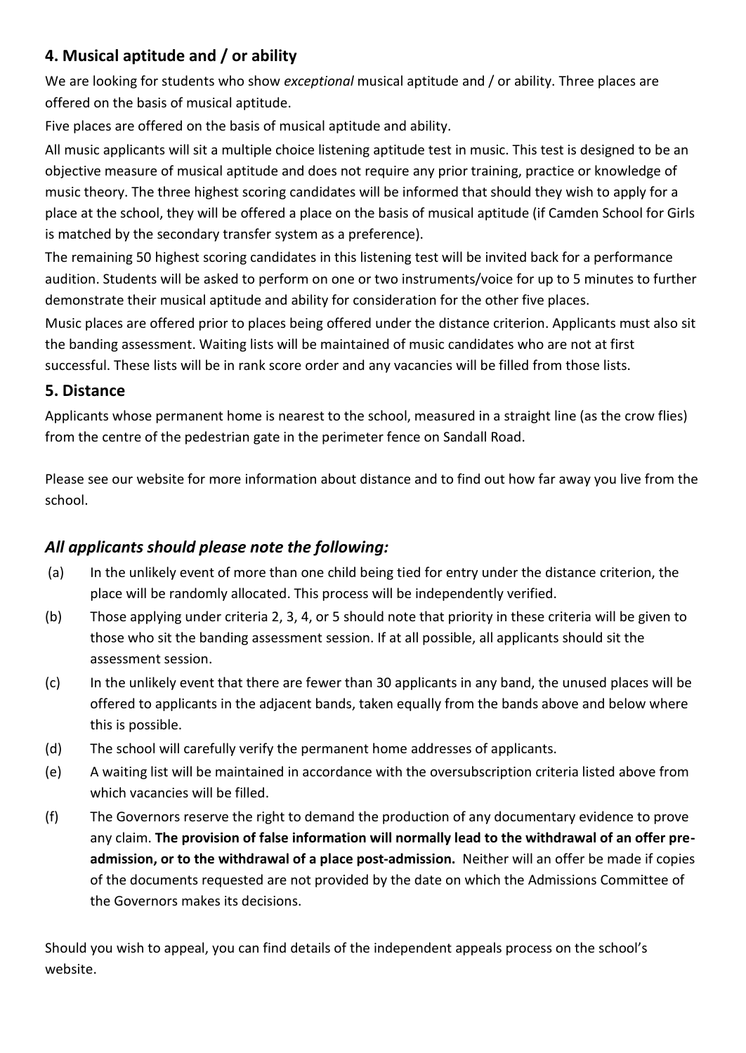## 4. Musical aptitude and / or ability

We are looking for students who show *exceptional* musical aptitude and / or ability. Three places are offered on the basis of musical aptitude.

Five places are offered on the basis of musical aptitude and ability.

All music applicants will sit a multiple choice listening aptitude test in music. This test is designed to be an objective measure of musical aptitude and does not require any prior training, practice or knowledge of music theory. The three highest scoring candidates will be informed that should they wish to apply for a place at the school, they will be offered a place on the basis of musical aptitude (if Camden School for Girls is matched by the secondary transfer system as a preference).

The remaining 50 highest scoring candidates in this listening test will be invited back for a performance audition. Students will be asked to perform on one or two instruments/voice for up to 5 minutes to further demonstrate their musical aptitude and ability for consideration for the other five places.

Music places are offered prior to places being offered under the distance criterion. Applicants must also sit the banding assessment. Waiting lists will be maintained of music candidates who are not at first successful. These lists will be in rank score order and any vacancies will be filled from those lists.

## 5. Distance

Applicants whose permanent home is nearest to the school, measured in a straight line (as the crow flies) from the centre of the pedestrian gate in the perimeter fence on Sandall Road.

Please see our website for more information about distance and to find out how far away you live from the school.

### *All applicants should please note the following:*

(a) In the unlikely event of more than one child being tied for entry under the distance criterion, the place will be randomly allocated. This process will be independently verified.

(b) Those applying under criteria 2, 3, 4, or 5 should note that priority in these criteria will be given to those who sit the banding assessment session. If at all possible, all applicants should sit the assessment session.

(c) In the unlikely event that there are fewer than 30 applicants in any band, the unused places will be offered to applicants in the adjacent bands, taken equally from the bands above and below where this is possible.

(d) The school will carefully verify the permanent home addresses of applicants.

(e) A waiting list will be maintained in accordance with the oversubscription criteria listed above from which vacancies will be filled.

(f) The Governors reserve the right to demand the production of any documentary evidence to prove any claim. **The provision of false information will normally lead to the withdrawal of an offer pre-admission, or to the withdrawal of a place post-admission.** Neither will an offer be made if copies of the documents requested are not provided by the date on which the Admissions Committee of the Governors makes its decisions.

Should you wish to appeal, you can find details of the independent appeals process on the school's website.